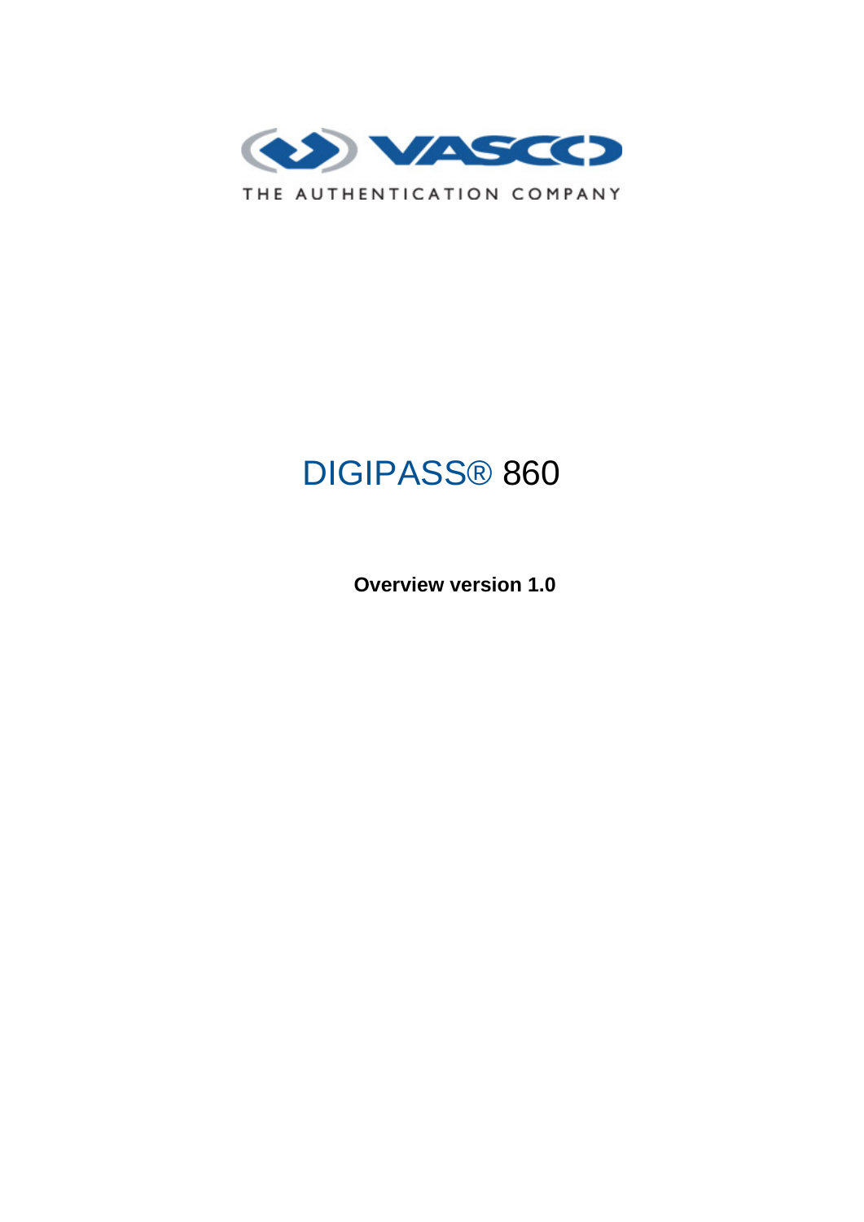VASCO

THE AUTHENTICATION COMPANY

# DIGIPASS® 860

**Overview version 1.0**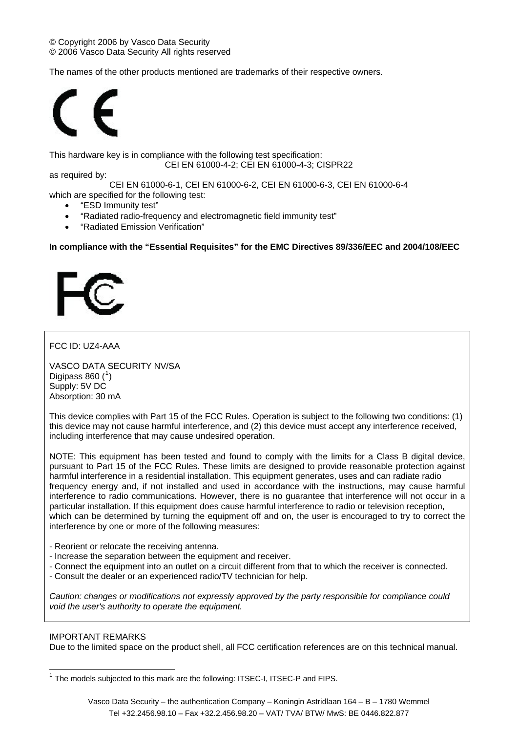© Copyright 2006 by Vasco Data Security
© 2006 Vasco Data Security All rights reserved

The names of the other products mentioned are trademarks of their respective owners.

This hardware key is in compliance with the following test specification:
CEI EN 61000-4-2; CEI EN 61000-4-3; CISPR22
as required by:
CEI EN 61000-6-1, CEI EN 61000-6-2, CEI EN 61000-6-3, CEI EN 61000-6-4
which are specified for the following test:

- “ESD Immunity test”
- “Radiated radio-frequency and electromagnetic field immunity test”
- “Radiated Emission Verification”

**In compliance with the “Essential Requisites” for the EMC Directives 89/336/EEC and 2004/108/EEC**

FCC ID: UZ4-AAA

VASCO DATA SECURITY NV/SA
Digipass 860 ([1])
Supply: 5V DC
Absorption: 30 mA

This device complies with Part 15 of the FCC Rules. Operation is subject to the following two conditions: (1) this device may not cause harmful interference, and (2) this device must accept any interference received, including interference that may cause undesired operation.

NOTE: This equipment has been tested and found to comply with the limits for a Class B digital device, pursuant to Part 15 of the FCC Rules. These limits are designed to provide reasonable protection against harmful interference in a residential installation. This equipment generates, uses and can radiate radio frequency energy and, if not installed and used in accordance with the instructions, may cause harmful interference to radio communications. However, there is no guarantee that interference will not occur in a particular installation. If this equipment does cause harmful interference to radio or television reception, which can be determined by turning the equipment off and on, the user is encouraged to try to correct the interference by one or more of the following measures:

- Reorient or relocate the receiving antenna.
- Increase the separation between the equipment and receiver.
- Connect the equipment into an outlet on a circuit different from that to which the receiver is connected.
- Consult the dealer or an experienced radio/TV technician for help.

*Caution: changes or modifications not expressly approved by the party responsible for compliance could void the user's authority to operate the equipment.*

IMPORTANT REMARKS
Due to the limited space on the product shell, all FCC certification references are on this technical manual.

[1] The models subjected to this mark are the following: ITSEC-I, ITSEC-P and FIPS.

Vasco Data Security – the authentication Company – Koningin Astridlaan 164 – B – 1780 Wemmel
Tel +32.2456.98.10 – Fax +32.2.456.98.20 – VAT/ TVA/ BTW/ MwS: BE 0446.822.877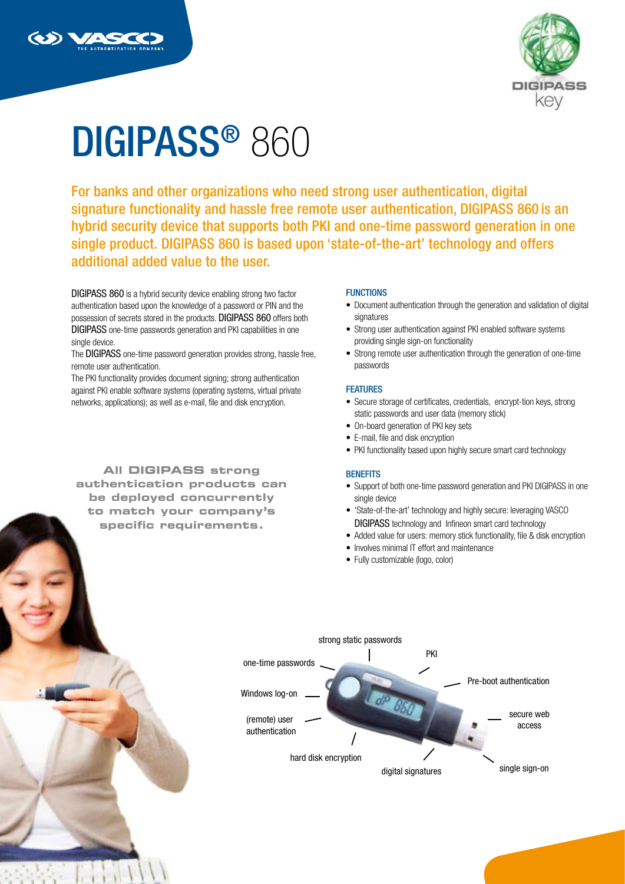# DIGIPASS® 860

**For banks and other organizations who need strong user authentication, digital signature functionality and hassle free remote user authentication, DIGIPASS 860 is an hybrid security device that supports both PKI and one-time password generation in one single product. DIGIPASS 860 is based upon 'state-of-the-art' technology and offers additional added value to the user.**

DIGIPASS 860 is a hybrid security device enabling strong two factor authentication based upon the knowledge of a password or PIN and the possession of secrets stored in the products. DIGIPASS 860 offers both DIGIPASS one-time passwords generation and PKI capabilities in one single device.

The DIGIPASS one-time password generation provides strong, hassle free, remote user authentication.

The PKI functionality provides document signing; strong authentication against PKI enable software systems (operating systems, virtual private networks, applications); as well as e-mail, file and disk encryption.

**All DIGIPASS strong authentication products can be deployed concurrently to match your company's specific requirements.**

### FUNCTIONS

- Document authentication through the generation and validation of digital signatures
- Strong user authentication against PKI enabled software systems providing single sign-on functionality
- Strong remote user authentication through the generation of one-time passwords

### FEATURES

- Secure storage of certificates, credentials, encrypt-tion keys, strong static passwords and user data (memory stick)
- On-board generation of PKI key sets
- E-mail, file and disk encryption
- PKI functionality based upon highly secure smart card technology

### BENEFITS

- Support of both one-time password generation and PKI DIGIPASS in one single device
- 'State-of-the-art' technology and highly secure: leveraging VASCO DIGIPASS technology and Infineon smart card technology
- Added value for users: memory stick functionality, file & disk encryption
- Involves minimal IT effort and maintenance
- Fully customizable (logo, color)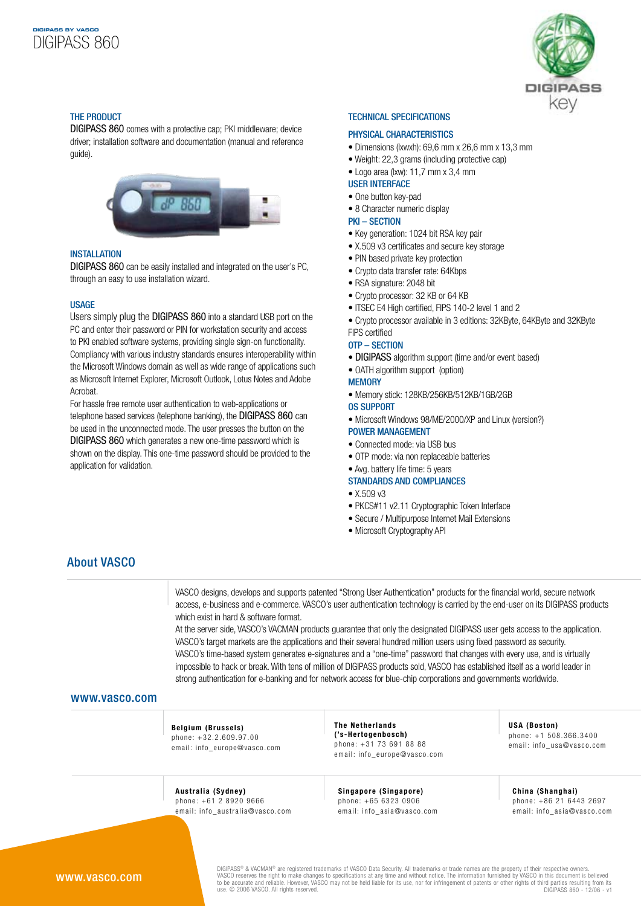DIGIPASS BY VASCO

# DIGIPASS 860

DIGIPASS key

## THE PRODUCT

DIGIPASS 860 comes with a protective cap; PKI middleware; device driver; installation software and documentation (manual and reference guide).

## INSTALLATION

DIGIPASS 860 can be easily installed and integrated on the user's PC, through an easy to use installation wizard.

## USAGE

Users simply plug the DIGIPASS 860 into a standard USB port on the PC and enter their password or PIN for workstation security and access to PKI enabled software systems, providing single sign-on functionality. Compliancy with various industry standards ensures interoperability within the Microsoft Windows domain as well as wide range of applications such as Microsoft Internet Explorer, Microsoft Outlook, Lotus Notes and Adobe Acrobat.

For hassle free remote user authentication to web-applications or telephone based services (telephone banking), the DIGIPASS 860 can be used in the unconnected mode. The user presses the button on the DIGIPASS 860 which generates a new one-time password which is shown on the display. This one-time password should be provided to the application for validation.

## TECHNICAL SPECIFICATIONS

### PHYSICAL CHARACTERISTICS

- Dimensions (lxwxh): 69,6 mm x 26,6 mm x 13,3 mm
- Weight: 22,3 grams (including protective cap)
- Logo area (lxw): 11,7 mm x 3,4 mm

### USER INTERFACE

- One button key-pad
- 8 Character numeric display

### PKI – SECTION

- Key generation: 1024 bit RSA key pair
- X.509 v3 certificates and secure key storage
- PIN based private key protection
- Crypto data transfer rate: 64Kbps
- RSA signature: 2048 bit
- Crypto processor: 32 KB or 64 KB
- ITSEC E4 High certified, FIPS 140-2 level 1 and 2
- Crypto processor available in 3 editions: 32KByte, 64KByte and 32KByte FIPS certified

### OTP – SECTION

- DIGIPASS algorithm support (time and/or event based)
- OATH algorithm support (option)

### MEMORY

- Memory stick: 128KB/256KB/512KB/1GB/2GB

### OS SUPPORT

- Microsoft Windows 98/ME/2000/XP and Linux (version?)

### POWER MANAGEMENT

- Connected mode: via USB bus
- OTP mode: via non replaceable batteries
- Avg. battery life time: 5 years

### STANDARDS AND COMPLIANCES

- X.509 v3
- PKCS#11 v2.11 Cryptographic Token Interface
- Secure / Multipurpose Internet Mail Extensions
- Microsoft Cryptography API

## About VASCO

VASCO designs, develops and supports patented "Strong User Authentication" products for the financial world, secure network access, e-business and e-commerce. VASCO's user authentication technology is carried by the end-user on its DIGIPASS products which exist in hard & software format.

At the server side, VASCO's VACMAN products guarantee that only the designated DIGIPASS user gets access to the application. VASCO's target markets are the applications and their several hundred million users using fixed password as security. VASCO's time-based system generates e-signatures and a "one-time" password that changes with every use, and is virtually impossible to hack or break. With tens of million of DIGIPASS products sold, VASCO has established itself as a world leader in strong authentication for e-banking and for network access for blue-chip corporations and governments worldwide.

www.vasco.com

**Belgium (Brussels)**
phone: +32.2.609.97.00
email: info_europe@vasco.com

**The Netherlands ('s-Hertogenbosch)**
phone: +31 73 691 88 88
email: info_europe@vasco.com

**USA (Boston)**
phone: +1 508.366.3400
email: info_usa@vasco.com

**Australia (Sydney)**
phone: +61 2 8920 9666
email: info_australia@vasco.com

**Singapore (Singapore)**
phone: +65 6323 0906
email: info_asia@vasco.com

**China (Shanghai)**
phone: +86 21 6443 2697
email: info_asia@vasco.com

www.vasco.com

DIGIPASS® & VACMAN® are registered trademarks of VASCO Data Security. All trademarks or trade names are the property of their respective owners. VASCO reserves the right to make changes to specifications at any time and without notice. The information furnished by VASCO in this document is believed to be accurate and reliable. However, VASCO may not be held liable for its use, nor for infringement of patents or other rights of third parties resulting from its use. © 2006 VASCO. All rights reserved.

DIGIPASS 860 - 12/06 - v1